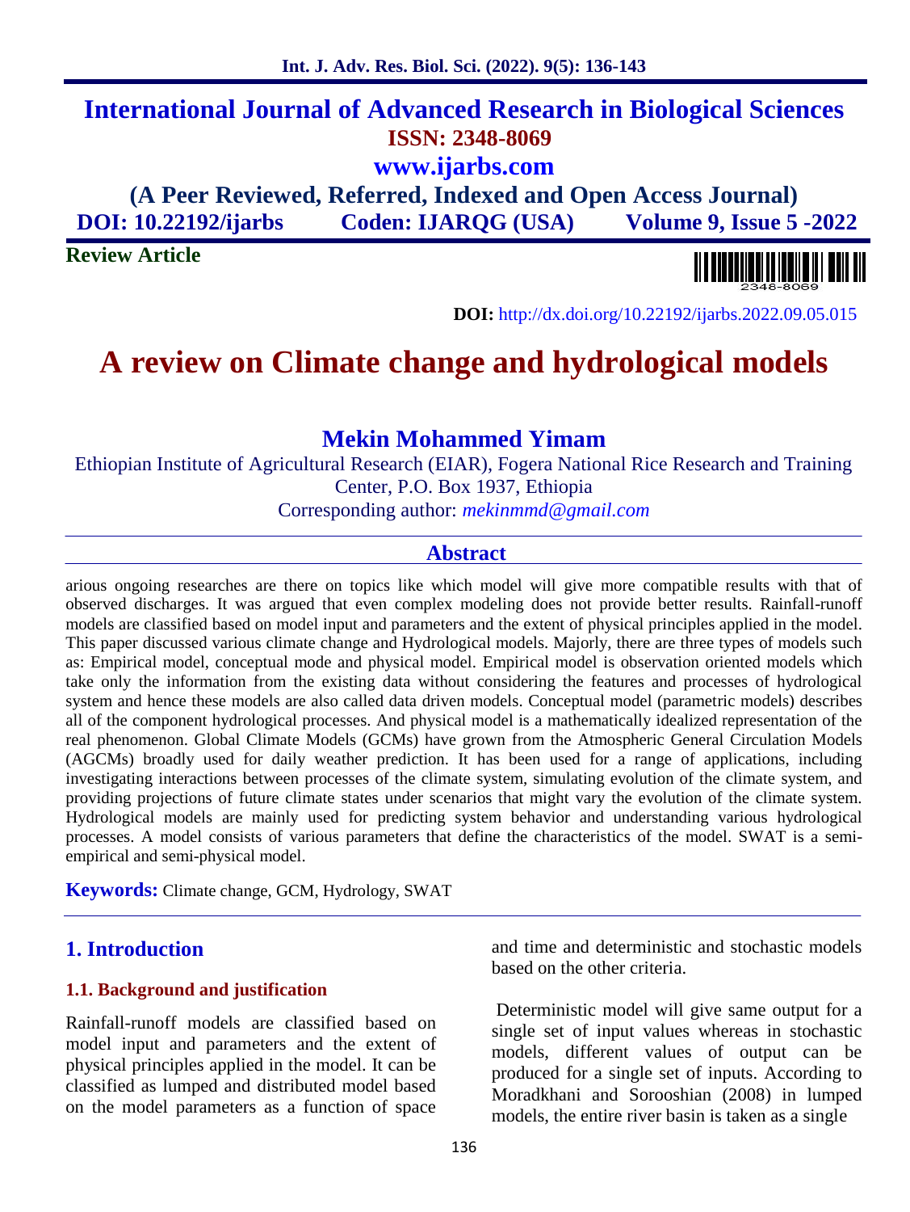# International Journal of Advanced Research in Biological Sciences

**ISSN: 2348-8069**

**www.ijarbs.com**

**(A Peer Reviewed, Referred, Indexed and Open Access Journal)**

**DOI: 10.22192/ijarbs Coden: IJARQG (USA) Volume 9, Issue 5 -2022**

**Review Article**

**DOI:** http://dx.doi.org/10.22192/ijarbs.2022.09.05.015

# A review on Climate change and hydrological models

## Mekin Mohammed Yimam

Ethiopian Institute of Agricultural Research (EIAR), Fogera National Rice Research and Training Center, P.O. Box 1937, Ethiopia

Corresponding author: *mekinmmd@gmail.com*

## Abstract

arious ongoing researches are there on topics like which model will give more compatible results with that of observed discharges. It was argued that even complex modeling does not provide better results. Rainfall-runoff models are classified based on model input and parameters and the extent of physical principles applied in the model. This paper discussed various climate change and Hydrological models. Majorly, there are three types of models such as: Empirical model, conceptual mode and physical model. Empirical model is observation oriented models which take only the information from the existing data without considering the features and processes of hydrological system and hence these models are also called data driven models. Conceptual model (parametric models) describes all of the component hydrological processes. And physical model is a mathematically idealized representation of the real phenomenon. Global Climate Models (GCMs) have grown from the Atmospheric General Circulation Models (AGCMs) broadly used for daily weather prediction. It has been used for a range of applications, including investigating interactions between processes of the climate system, simulating evolution of the climate system, and providing projections of future climate states under scenarios that might vary the evolution of the climate system. Hydrological models are mainly used for predicting system behavior and understanding various hydrological processes. A model consists of various parameters that define the characteristics of the model. SWAT is a semi-empirical and semi-physical model.

**Keywords:** Climate change, GCM, Hydrology, SWAT

## 1. Introduction

### 1.1. Background and justification

Rainfall-runoff models are classified based on model input and parameters and the extent of physical principles applied in the model. It can be classified as lumped and distributed model based on the model parameters as a function of space and time and deterministic and stochastic models based on the other criteria.

Deterministic model will give same output for a single set of input values whereas in stochastic models, different values of output can be produced for a single set of inputs. According to Moradkhani and Sorooshian (2008) in lumped models, the entire river basin is taken as a single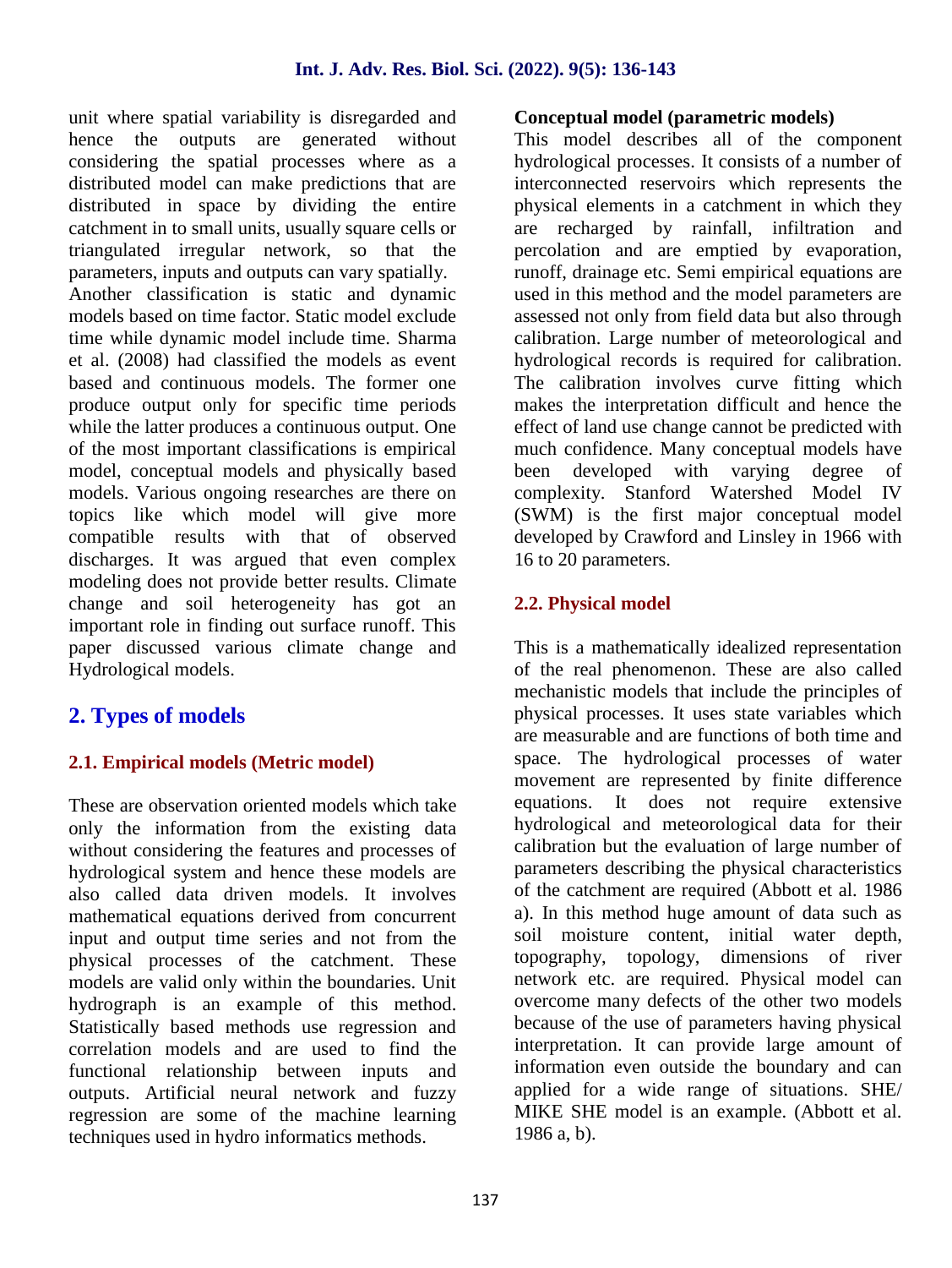unit where spatial variability is disregarded and hence the outputs are generated without considering the spatial processes where as a distributed model can make predictions that are distributed in space by dividing the entire catchment in to small units, usually square cells or triangulated irregular network, so that the parameters, inputs and outputs can vary spatially. Another classification is static and dynamic models based on time factor. Static model exclude time while dynamic model include time. Sharma et al. (2008) had classified the models as event based and continuous models. The former one produce output only for specific time periods while the latter produces a continuous output. One of the most important classifications is empirical model, conceptual models and physically based models. Various ongoing researches are there on topics like which model will give more compatible results with that of observed discharges. It was argued that even complex modeling does not provide better results. Climate change and soil heterogeneity has got an important role in finding out surface runoff. This paper discussed various climate change and Hydrological models.

## 2. Types of models

### 2.1. Empirical models (Metric model)

These are observation oriented models which take only the information from the existing data without considering the features and processes of hydrological system and hence these models are also called data driven models. It involves mathematical equations derived from concurrent input and output time series and not from the physical processes of the catchment. These models are valid only within the boundaries. Unit hydrograph is an example of this method. Statistically based methods use regression and correlation models and are used to find the functional relationship between inputs and outputs. Artificial neural network and fuzzy regression are some of the machine learning techniques used in hydro informatics methods.

**Conceptual model (parametric models)**

This model describes all of the component hydrological processes. It consists of a number of interconnected reservoirs which represents the physical elements in a catchment in which they are recharged by rainfall, infiltration and percolation and are emptied by evaporation, runoff, drainage etc. Semi empirical equations are used in this method and the model parameters are assessed not only from field data but also through calibration. Large number of meteorological and hydrological records is required for calibration. The calibration involves curve fitting which makes the interpretation difficult and hence the effect of land use change cannot be predicted with much confidence. Many conceptual models have been developed with varying degree of complexity. Stanford Watershed Model IV (SWM) is the first major conceptual model developed by Crawford and Linsley in 1966 with 16 to 20 parameters.

### 2.2. Physical model

This is a mathematically idealized representation of the real phenomenon. These are also called mechanistic models that include the principles of physical processes. It uses state variables which are measurable and are functions of both time and space. The hydrological processes of water movement are represented by finite difference equations. It does not require extensive hydrological and meteorological data for their calibration but the evaluation of large number of parameters describing the physical characteristics of the catchment are required (Abbott et al. 1986 a). In this method huge amount of data such as soil moisture content, initial water depth, topography, topology, dimensions of river network etc. are required. Physical model can overcome many defects of the other two models because of the use of parameters having physical interpretation. It can provide large amount of information even outside the boundary and can applied for a wide range of situations. SHE/ MIKE SHE model is an example. (Abbott et al. 1986 a, b).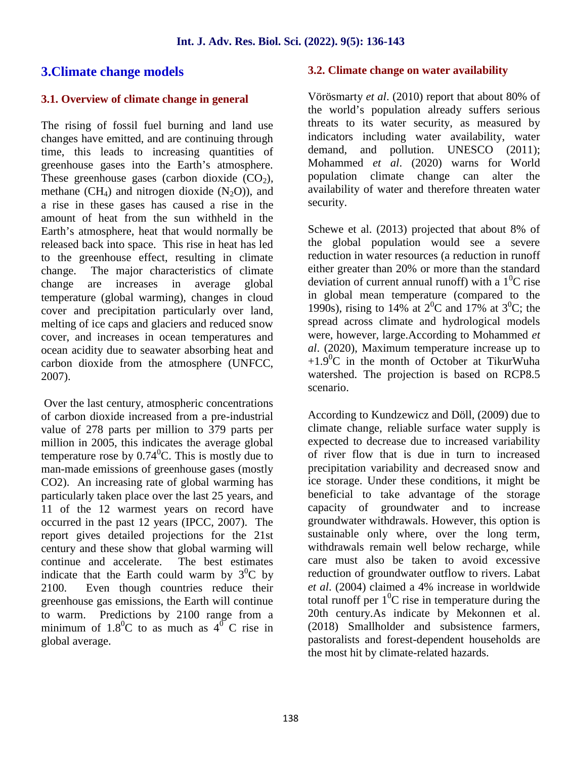## 3.Climate change models

### 3.1. Overview of climate change in general

The rising of fossil fuel burning and land use changes have emitted, and are continuing through time, this leads to increasing quantities of greenhouse gases into the Earth's atmosphere. These greenhouse gases (carbon dioxide ($CO_2$), methane ($CH_4$) and nitrogen dioxide ($N_2O$)), and a rise in these gases has caused a rise in the amount of heat from the sun withheld in the Earth's atmosphere, heat that would normally be released back into space. This rise in heat has led to the greenhouse effect, resulting in climate change. The major characteristics of climate change are increases in average global temperature (global warming), changes in cloud cover and precipitation particularly over land, melting of ice caps and glaciers and reduced snow cover, and increases in ocean temperatures and ocean acidity due to seawater absorbing heat and carbon dioxide from the atmosphere (UNFCC, 2007).

Over the last century, atmospheric concentrations of carbon dioxide increased from a pre-industrial value of 278 parts per million to 379 parts per million in 2005, this indicates the average global temperature rose by $0.74^0$C. This is mostly due to man-made emissions of greenhouse gases (mostly CO2). An increasing rate of global warming has particularly taken place over the last 25 years, and 11 of the 12 warmest years on record have occurred in the past 12 years (IPCC, 2007). The report gives detailed projections for the 21st century and these show that global warming will continue and accelerate. The best estimates indicate that the Earth could warm by $3^0$C by 2100. Even though countries reduce their greenhouse gas emissions, the Earth will continue to warm. Predictions by 2100 range from a minimum of $1.8^0$C to as much as $4^0$ C rise in global average.

### 3.2. Climate change on water availability

Vörösmarty *et al*. (2010) report that about 80% of the world's population already suffers serious threats to its water security, as measured by indicators including water availability, water demand, and pollution. UNESCO (2011); Mohammed *et al*. (2020) warns for World population climate change can alter the availability of water and therefore threaten water security.

Schewe et al. (2013) projected that about 8% of the global population would see a severe reduction in water resources (a reduction in runoff either greater than 20% or more than the standard deviation of current annual runoff) with a $1^0$C rise in global mean temperature (compared to the 1990s), rising to 14% at $2^0$C and 17% at $3^0$C; the spread across climate and hydrological models were, however, large.According to Mohammed *et al*. (2020), Maximum temperature increase up to $+1.9^0$C in the month of October at TikurWuha watershed. The projection is based on RCP8.5 scenario.

According to Kundzewicz and Döll, (2009) due to climate change, reliable surface water supply is expected to decrease due to increased variability of river flow that is due in turn to increased precipitation variability and decreased snow and ice storage. Under these conditions, it might be beneficial to take advantage of the storage capacity of groundwater and to increase groundwater withdrawals. However, this option is sustainable only where, over the long term, withdrawals remain well below recharge, while care must also be taken to avoid excessive reduction of groundwater outflow to rivers. Labat *et al*. (2004) claimed a 4% increase in worldwide total runoff per $1^0$C rise in temperature during the 20th century.As indicate by Mekonnen et al. (2018) Smallholder and subsistence farmers, pastoralists and forest-dependent households are the most hit by climate-related hazards.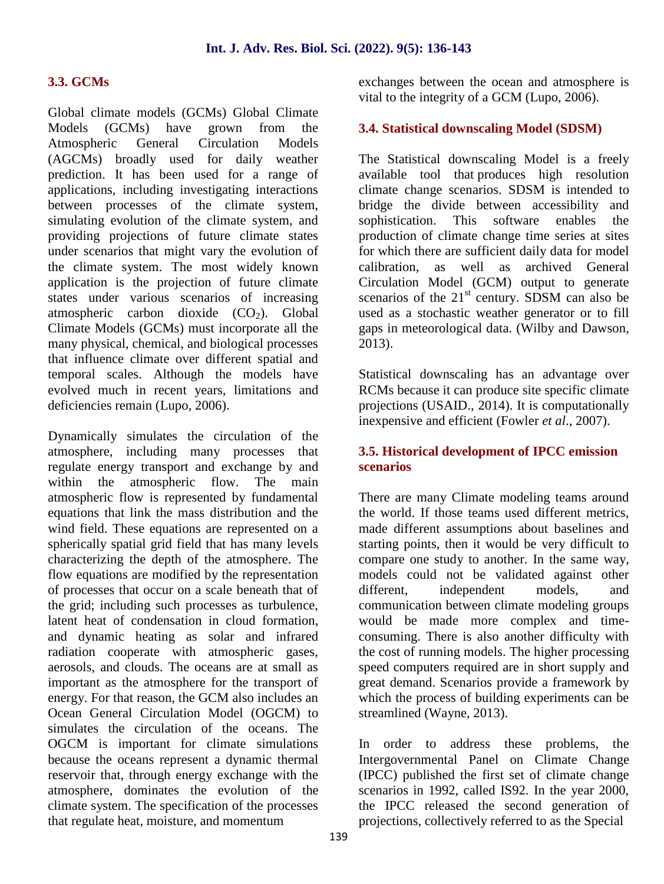### 3.3. GCMs

Global climate models (GCMs) Global Climate Models (GCMs) have grown from the Atmospheric General Circulation Models (AGCMs) broadly used for daily weather prediction. It has been used for a range of applications, including investigating interactions between processes of the climate system, simulating evolution of the climate system, and providing projections of future climate states under scenarios that might vary the evolution of the climate system. The most widely known application is the projection of future climate states under various scenarios of increasing atmospheric carbon dioxide ($CO_2$). Global Climate Models (GCMs) must incorporate all the many physical, chemical, and biological processes that influence climate over different spatial and temporal scales. Although the models have evolved much in recent years, limitations and deficiencies remain (Lupo, 2006).

Dynamically simulates the circulation of the atmosphere, including many processes that regulate energy transport and exchange by and within the atmospheric flow. The main atmospheric flow is represented by fundamental equations that link the mass distribution and the wind field. These equations are represented on a spherically spatial grid field that has many levels characterizing the depth of the atmosphere. The flow equations are modified by the representation of processes that occur on a scale beneath that of the grid; including such processes as turbulence, latent heat of condensation in cloud formation, and dynamic heating as solar and infrared radiation cooperate with atmospheric gases, aerosols, and clouds. The oceans are at small as important as the atmosphere for the transport of energy. For that reason, the GCM also includes an Ocean General Circulation Model (OGCM) to simulates the circulation of the oceans. The OGCM is important for climate simulations because the oceans represent a dynamic thermal reservoir that, through energy exchange with the atmosphere, dominates the evolution of the climate system. The specification of the processes that regulate heat, moisture, and momentum exchanges between the ocean and atmosphere is vital to the integrity of a GCM (Lupo, 2006).

### 3.4. Statistical downscaling Model (SDSM)

The Statistical downscaling Model is a freely available tool that produces high resolution climate change scenarios. SDSM is intended to bridge the divide between accessibility and sophistication. This software enables the production of climate change time series at sites for which there are sufficient daily data for model calibration, as well as archived General Circulation Model (GCM) output to generate scenarios of the 21st century. SDSM can also be used as a stochastic weather generator or to fill gaps in meteorological data. (Wilby and Dawson, 2013).

Statistical downscaling has an advantage over RCMs because it can produce site specific climate projections (USAID., 2014). It is computationally inexpensive and efficient (Fowler *et al*., 2007).

### 3.5. Historical development of IPCC emission scenarios

There are many Climate modeling teams around the world. If those teams used different metrics, made different assumptions about baselines and starting points, then it would be very difficult to compare one study to another. In the same way, models could not be validated against other different, independent models, and communication between climate modeling groups would be made more complex and time-consuming. There is also another difficulty with the cost of running models. The higher processing speed computers required are in short supply and great demand. Scenarios provide a framework by which the process of building experiments can be streamlined (Wayne, 2013).

In order to address these problems, the Intergovernmental Panel on Climate Change (IPCC) published the first set of climate change scenarios in 1992, called IS92. In the year 2000, the IPCC released the second generation of projections, collectively referred to as the Special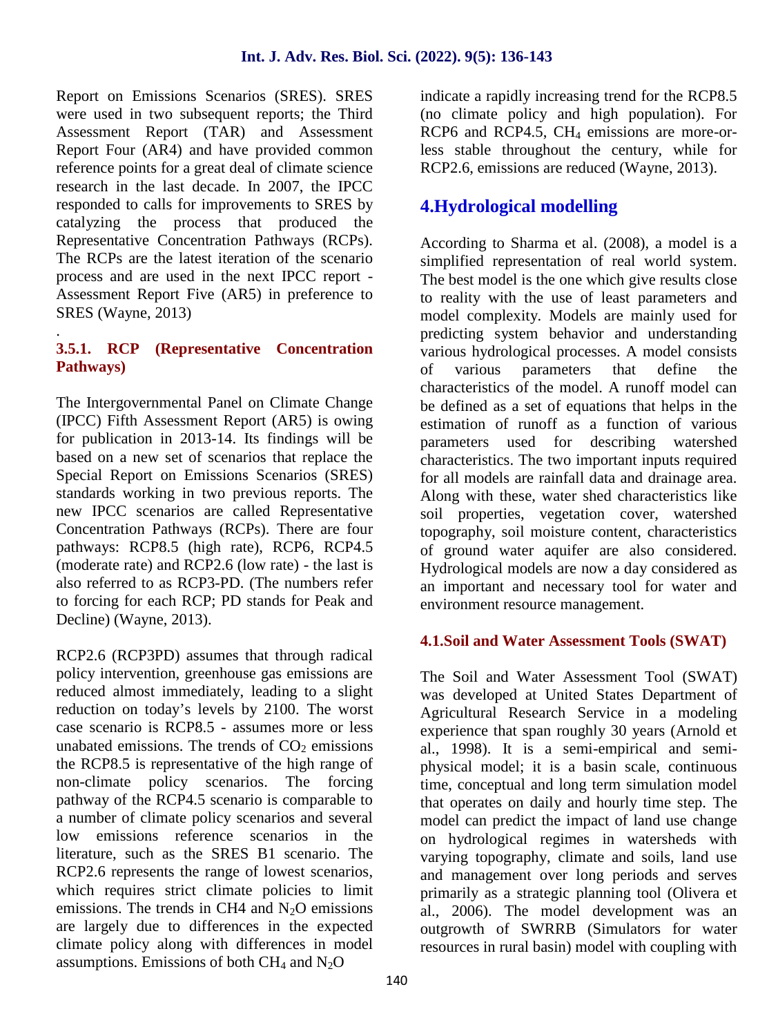Report on Emissions Scenarios (SRES). SRES were used in two subsequent reports; the Third Assessment Report (TAR) and Assessment Report Four (AR4) and have provided common reference points for a great deal of climate science research in the last decade. In 2007, the IPCC responded to calls for improvements to SRES by catalyzing the process that produced the Representative Concentration Pathways (RCPs). The RCPs are the latest iteration of the scenario process and are used in the next IPCC report - Assessment Report Five (AR5) in preference to SRES (Wayne, 2013)

.

### 3.5.1. RCP (Representative Concentration Pathways)

The Intergovernmental Panel on Climate Change (IPCC) Fifth Assessment Report (AR5) is owing for publication in 2013-14. Its findings will be based on a new set of scenarios that replace the Special Report on Emissions Scenarios (SRES) standards working in two previous reports. The new IPCC scenarios are called Representative Concentration Pathways (RCPs). There are four pathways: RCP8.5 (high rate), RCP6, RCP4.5 (moderate rate) and RCP2.6 (low rate) - the last is also referred to as RCP3-PD. (The numbers refer to forcing for each RCP; PD stands for Peak and Decline) (Wayne, 2013).

RCP2.6 (RCP3PD) assumes that through radical policy intervention, greenhouse gas emissions are reduced almost immediately, leading to a slight reduction on today's levels by 2100. The worst case scenario is RCP8.5 - assumes more or less unabated emissions. The trends of $CO_2$ emissions the RCP8.5 is representative of the high range of non-climate policy scenarios. The forcing pathway of the RCP4.5 scenario is comparable to a number of climate policy scenarios and several low emissions reference scenarios in the literature, such as the SRES B1 scenario. The RCP2.6 represents the range of lowest scenarios, which requires strict climate policies to limit emissions. The trends in CH4 and $N_2O$ emissions are largely due to differences in the expected climate policy along with differences in model assumptions. Emissions of both $CH_4$ and $N_2O$ indicate a rapidly increasing trend for the RCP8.5 (no climate policy and high population). For RCP6 and RCP4.5, $CH_4$ emissions are more-or-less stable throughout the century, while for RCP2.6, emissions are reduced (Wayne, 2013).

## 4.Hydrological modelling

According to Sharma et al. (2008), a model is a simplified representation of real world system. The best model is the one which give results close to reality with the use of least parameters and model complexity. Models are mainly used for predicting system behavior and understanding various hydrological processes. A model consists of various parameters that define the characteristics of the model. A runoff model can be defined as a set of equations that helps in the estimation of runoff as a function of various parameters used for describing watershed characteristics. The two important inputs required for all models are rainfall data and drainage area. Along with these, water shed characteristics like soil properties, vegetation cover, watershed topography, soil moisture content, characteristics of ground water aquifer are also considered. Hydrological models are now a day considered as an important and necessary tool for water and environment resource management.

### 4.1.Soil and Water Assessment Tools (SWAT)

The Soil and Water Assessment Tool (SWAT) was developed at United States Department of Agricultural Research Service in a modeling experience that span roughly 30 years (Arnold et al., 1998). It is a semi-empirical and semi-physical model; it is a basin scale, continuous time, conceptual and long term simulation model that operates on daily and hourly time step. The model can predict the impact of land use change on hydrological regimes in watersheds with varying topography, climate and soils, land use and management over long periods and serves primarily as a strategic planning tool (Olivera et al., 2006). The model development was an outgrowth of SWRRB (Simulators for water resources in rural basin) model with coupling with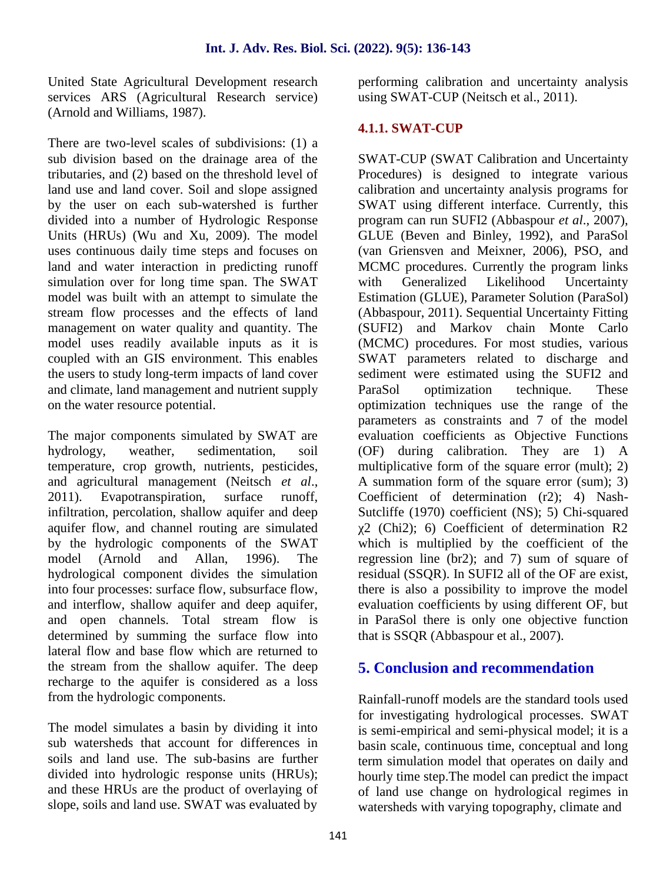United State Agricultural Development research services ARS (Agricultural Research service) (Arnold and Williams, 1987).

There are two-level scales of subdivisions: (1) a sub division based on the drainage area of the tributaries, and (2) based on the threshold level of land use and land cover. Soil and slope assigned by the user on each sub-watershed is further divided into a number of Hydrologic Response Units (HRUs) (Wu and Xu, 2009). The model uses continuous daily time steps and focuses on land and water interaction in predicting runoff simulation over for long time span. The SWAT model was built with an attempt to simulate the stream flow processes and the effects of land management on water quality and quantity. The model uses readily available inputs as it is coupled with an GIS environment. This enables the users to study long-term impacts of land cover and climate, land management and nutrient supply on the water resource potential.

The major components simulated by SWAT are hydrology, weather, sedimentation, soil temperature, crop growth, nutrients, pesticides, and agricultural management (Neitsch *et al*., 2011). Evapotranspiration, surface runoff, infiltration, percolation, shallow aquifer and deep aquifer flow, and channel routing are simulated by the hydrologic components of the SWAT model (Arnold and Allan, 1996). The hydrological component divides the simulation into four processes: surface flow, subsurface flow, and interflow, shallow aquifer and deep aquifer, and open channels. Total stream flow is determined by summing the surface flow into lateral flow and base flow which are returned to the stream from the shallow aquifer. The deep recharge to the aquifer is considered as a loss from the hydrologic components.

The model simulates a basin by dividing it into sub watersheds that account for differences in soils and land use. The sub-basins are further divided into hydrologic response units (HRUs); and these HRUs are the product of overlaying of slope, soils and land use. SWAT was evaluated by performing calibration and uncertainty analysis using SWAT-CUP (Neitsch et al., 2011).

#### 4.1.1. SWAT-CUP

SWAT-CUP (SWAT Calibration and Uncertainty Procedures) is designed to integrate various calibration and uncertainty analysis programs for SWAT using different interface. Currently, this program can run SUFI2 (Abbaspour *et al*., 2007), GLUE (Beven and Binley, 1992), and ParaSol (van Griensven and Meixner, 2006), PSO, and MCMC procedures. Currently the program links with Generalized Likelihood Uncertainty Estimation (GLUE), Parameter Solution (ParaSol) (Abbaspour, 2011). Sequential Uncertainty Fitting (SUFI2) and Markov chain Monte Carlo (MCMC) procedures. For most studies, various SWAT parameters related to discharge and sediment were estimated using the SUFI2 and ParaSol optimization technique. These optimization techniques use the range of the parameters as constraints and 7 of the model evaluation coefficients as Objective Functions (OF) during calibration. They are 1) A multiplicative form of the square error (mult); 2) A summation form of the square error (sum); 3) Coefficient of determination (r2); 4) Nash-Sutcliffe (1970) coefficient (NS); 5) Chi-squared $\chi 2$ (Chi2); 6) Coefficient of determination R2 which is multiplied by the coefficient of the regression line (br2); and 7) sum of square of residual (SSQR). In SUFI2 all of the OF are exist, there is also a possibility to improve the model evaluation coefficients by using different OF, but in ParaSol there is only one objective function that is SSQR (Abbaspour et al., 2007).

## 5. Conclusion and recommendation

Rainfall-runoff models are the standard tools used for investigating hydrological processes. SWAT is semi-empirical and semi-physical model; it is a basin scale, continuous time, conceptual and long term simulation model that operates on daily and hourly time step.The model can predict the impact of land use change on hydrological regimes in watersheds with varying topography, climate and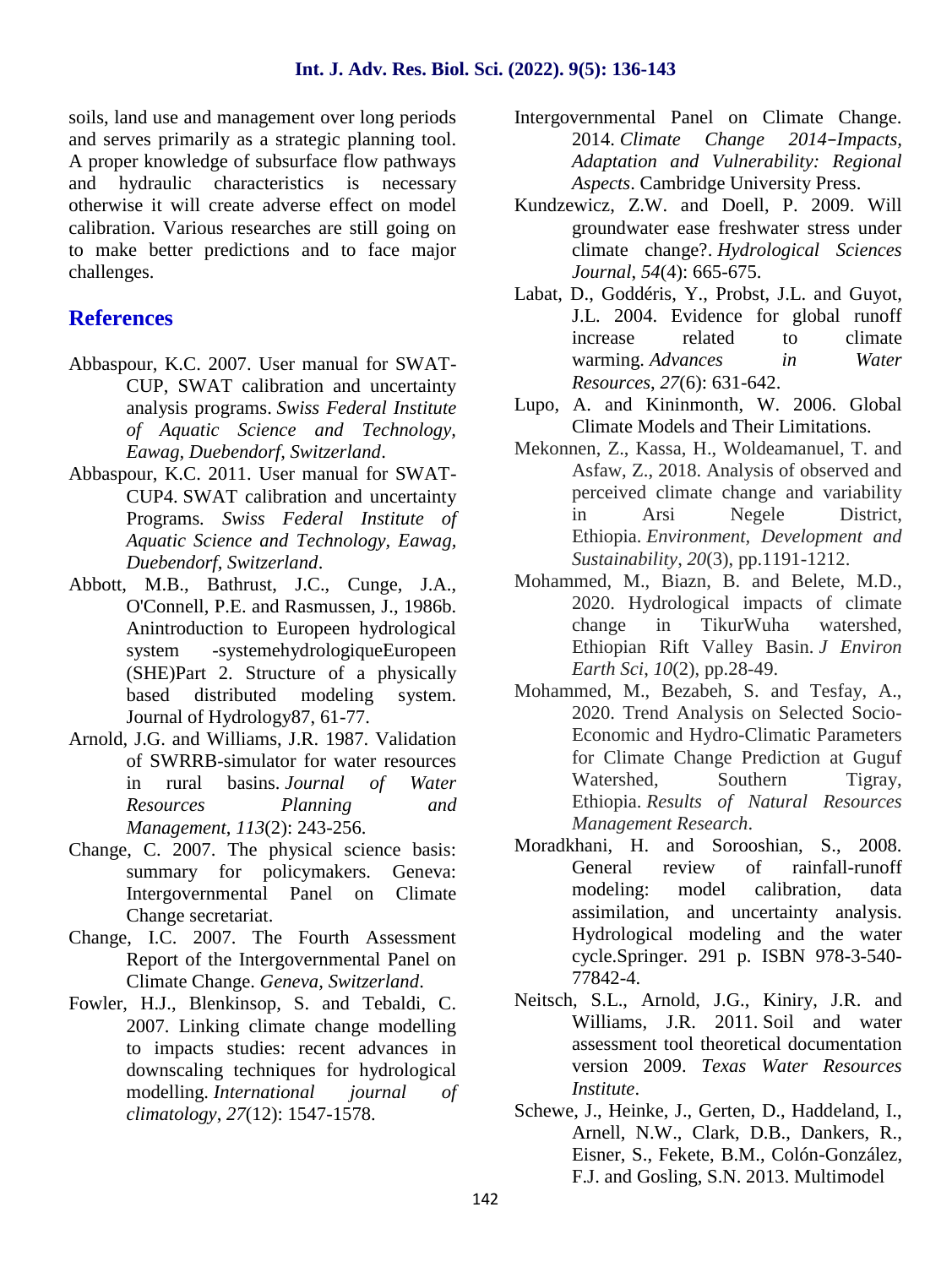soils, land use and management over long periods and serves primarily as a strategic planning tool. A proper knowledge of subsurface flow pathways and hydraulic characteristics is necessary otherwise it will create adverse effect on model calibration. Various researches are still going on to make better predictions and to face major challenges.

## References

Abbaspour, K.C. 2007. User manual for SWAT-CUP, SWAT calibration and uncertainty analysis programs. *Swiss Federal Institute of Aquatic Science and Technology, Eawag, Duebendorf, Switzerland*.

Abbaspour, K.C. 2011. User manual for SWAT-CUP4. SWAT calibration and uncertainty Programs. *Swiss Federal Institute of Aquatic Science and Technology, Eawag, Duebendorf, Switzerland*.

Abbott, M.B., Bathrust, J.C., Cunge, J.A., O'Connell, P.E. and Rasmussen, J., 1986b. Anintroduction to Europeen hydrological system -systemehydrologiqueEuropeen (SHE)Part 2. Structure of a physically based distributed modeling system. Journal of Hydrology87, 61-77.

Arnold, J.G. and Williams, J.R. 1987. Validation of SWRRB-simulator for water resources in rural basins. *Journal of Water Resources Planning and Management*, *113*(2): 243-256.

Change, C. 2007. The physical science basis: summary for policymakers. Geneva: Intergovernmental Panel on Climate Change secretariat.

Change, I.C. 2007. The Fourth Assessment Report of the Intergovernmental Panel on Climate Change. *Geneva, Switzerland*.

Fowler, H.J., Blenkinsop, S. and Tebaldi, C. 2007. Linking climate change modelling to impacts studies: recent advances in downscaling techniques for hydrological modelling. *International journal of climatology*, *27*(12): 1547-1578.

Intergovernmental Panel on Climate Change. 2014. *Climate Change 2014–Impacts, Adaptation and Vulnerability: Regional Aspects*. Cambridge University Press.

Kundzewicz, Z.W. and Doell, P. 2009. Will groundwater ease freshwater stress under climate change?. *Hydrological Sciences Journal*, *54*(4): 665-675.

Labat, D., Goddéris, Y., Probst, J.L. and Guyot, J.L. 2004. Evidence for global runoff increase related to climate warming. *Advances in Water Resources*, *27*(6): 631-642.

Lupo, A. and Kininmonth, W. 2006. Global Climate Models and Their Limitations.

Mekonnen, Z., Kassa, H., Woldeamanuel, T. and Asfaw, Z., 2018. Analysis of observed and perceived climate change and variability in Arsi Negele District, Ethiopia. *Environment, Development and Sustainability*, *20*(3), pp.1191-1212.

Mohammed, M., Biazn, B. and Belete, M.D., 2020. Hydrological impacts of climate change in TikurWuha watershed, Ethiopian Rift Valley Basin. *J Environ Earth Sci*, *10*(2), pp.28-49.

Mohammed, M., Bezabeh, S. and Tesfay, A., 2020. Trend Analysis on Selected Socio-Economic and Hydro-Climatic Parameters for Climate Change Prediction at Guguf Watershed, Southern Tigray, Ethiopia. *Results of Natural Resources Management Research*.

Moradkhani, H. and Sorooshian, S., 2008. General review of rainfall-runoff modeling: model calibration, data assimilation, and uncertainty analysis. Hydrological modeling and the water cycle.Springer. 291 p. ISBN 978-3-540-77842-4.

Neitsch, S.L., Arnold, J.G., Kiniry, J.R. and Williams, J.R. 2011. Soil and water assessment tool theoretical documentation version 2009. *Texas Water Resources Institute*.

Schewe, J., Heinke, J., Gerten, D., Haddeland, I., Arnell, N.W., Clark, D.B., Dankers, R., Eisner, S., Fekete, B.M., Colón-González, F.J. and Gosling, S.N. 2013. Multimodel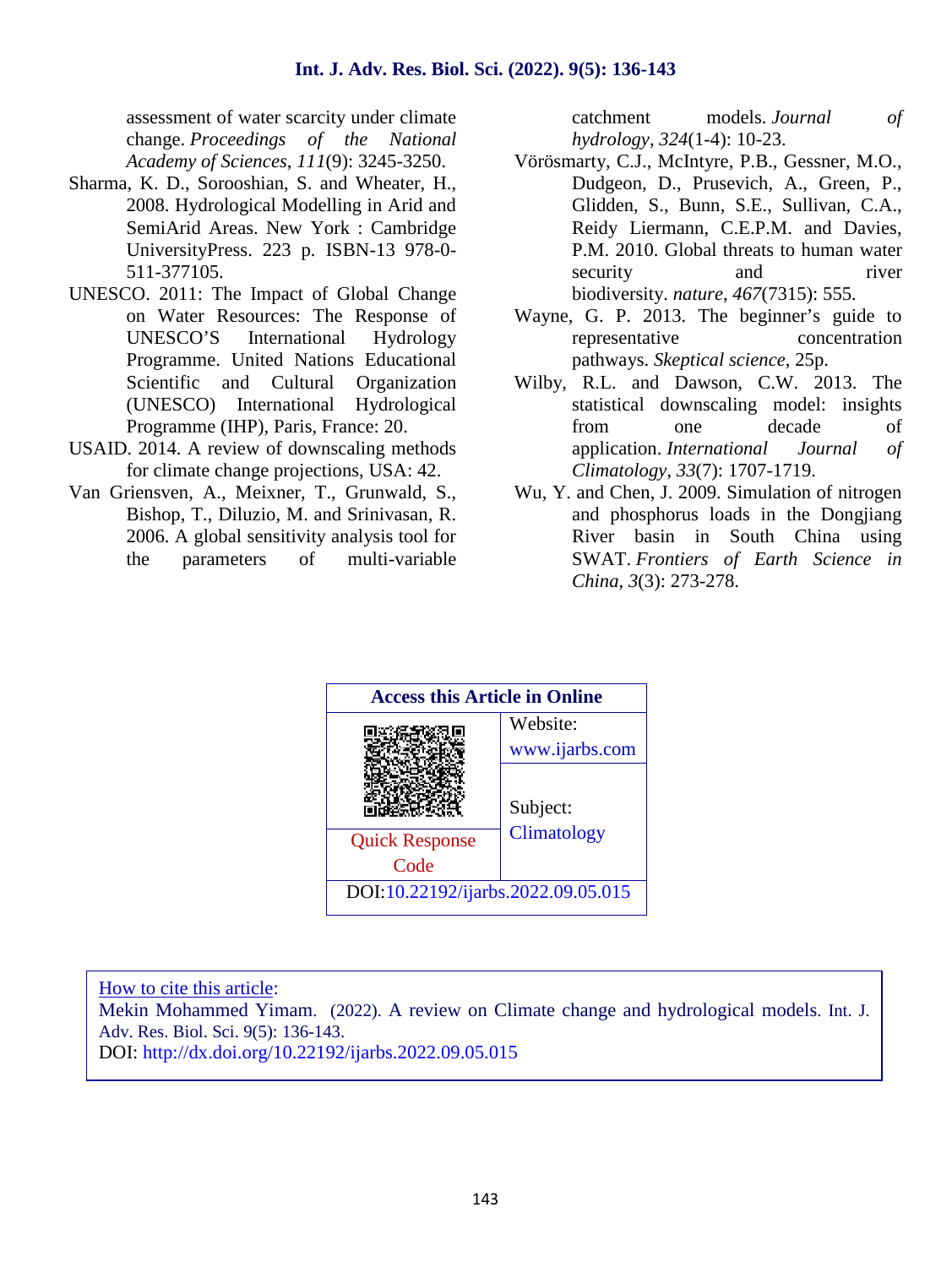assessment of water scarcity under climate change. *Proceedings of the National Academy of Sciences*, *111*(9): 3245-3250.

Sharma, K. D., Sorooshian, S. and Wheater, H., 2008. Hydrological Modelling in Arid and SemiArid Areas. New York : Cambridge UniversityPress. 223 p. ISBN-13 978-0-511-377105.

UNESCO. 2011: The Impact of Global Change on Water Resources: The Response of UNESCO'S International Hydrology Programme. United Nations Educational Scientific and Cultural Organization (UNESCO) International Hydrological Programme (IHP), Paris, France: 20.

USAID. 2014. A review of downscaling methods for climate change projections, USA: 42.

Van Griensven, A., Meixner, T., Grunwald, S., Bishop, T., Diluzio, M. and Srinivasan, R. 2006. A global sensitivity analysis tool for the parameters of multi-variable catchment models. *Journal of hydrology*, *324*(1-4): 10-23.

Vörösmarty, C.J., McIntyre, P.B., Gessner, M.O., Dudgeon, D., Prusevich, A., Green, P., Glidden, S., Bunn, S.E., Sullivan, C.A., Reidy Liermann, C.E.P.M. and Davies, P.M. 2010. Global threats to human water security and river biodiversity. *nature*, *467*(7315): 555.

Wayne, G. P. 2013. The beginner's guide to representative concentration pathways. *Skeptical science*, 25p.

Wilby, R.L. and Dawson, C.W. 2013. The statistical downscaling model: insights from one decade of application. *International Journal of Climatology*, *33*(7): 1707-1719.

Wu, Y. and Chen, J. 2009. Simulation of nitrogen and phosphorus loads in the Dongjiang River basin in South China using SWAT. *Frontiers of Earth Science in China*, *3*(3): 273-278.

| Access this Article in Online | |
|---|---|
| Quick Response Code | Website: www.ijarbs.com |
| | Subject: Climatology |
| DOI:10.22192/ijarbs.2022.09.05.015 | |

How to cite this article:
Mekin Mohammed Yimam. (2022). A review on Climate change and hydrological models. Int. J. Adv. Res. Biol. Sci. 9(5): 136-143.
DOI: http://dx.doi.org/10.22192/ijarbs.2022.09.05.015